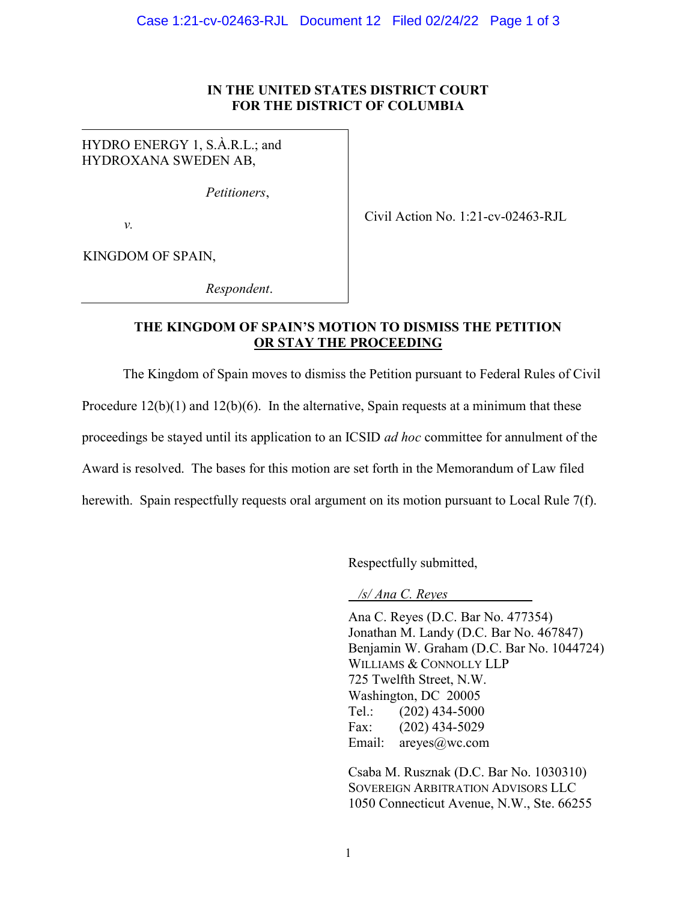**IN THE UNITED STATES DISTRICT COURT**
**FOR THE DISTRICT OF COLUMBIA**

HYDRO ENERGY 1, S.À.R.L.; and
HYDROXANA SWEDEN AB,

*Petitioners*,

*v.*

KINGDOM OF SPAIN,

*Respondent*.

Civil Action No. 1:21-cv-02463-RJL

**THE KINGDOM OF SPAIN'S MOTION TO DISMISS THE PETITION OR STAY THE PROCEEDING**

The Kingdom of Spain moves to dismiss the Petition pursuant to Federal Rules of Civil Procedure 12(b)(1) and 12(b)(6). In the alternative, Spain requests at a minimum that these proceedings be stayed until its application to an ICSID *ad hoc* committee for annulment of the Award is resolved. The bases for this motion are set forth in the Memorandum of Law filed herewith. Spain respectfully requests oral argument on its motion pursuant to Local Rule 7(f).

Respectfully submitted,

*/s/ Ana C. Reyes*

Ana C. Reyes (D.C. Bar No. 477354)
Jonathan M. Landy (D.C. Bar No. 467847)
Benjamin W. Graham (D.C. Bar No. 1044724)
WILLIAMS & CONNOLLY LLP
725 Twelfth Street, N.W.
Washington, DC 20005
Tel.: (202) 434-5000
Fax: (202) 434-5029
Email: areyes@wc.com

Csaba M. Rusznak (D.C. Bar No. 1030310)
SOVEREIGN ARBITRATION ADVISORS LLC
1050 Connecticut Avenue, N.W., Ste. 66255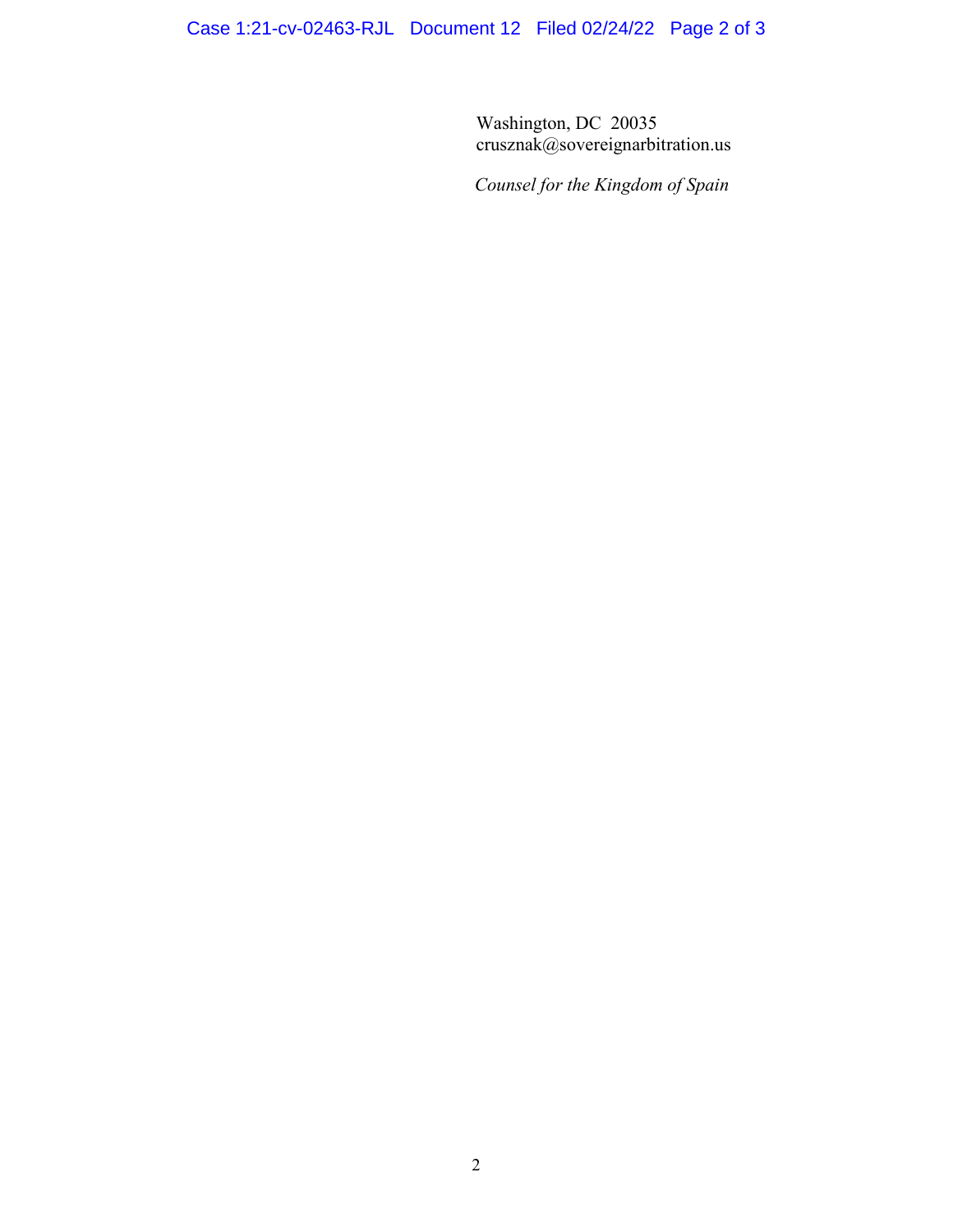Washington, DC 20035
crusznak@sovereignarbitration.us

*Counsel for the Kingdom of Spain*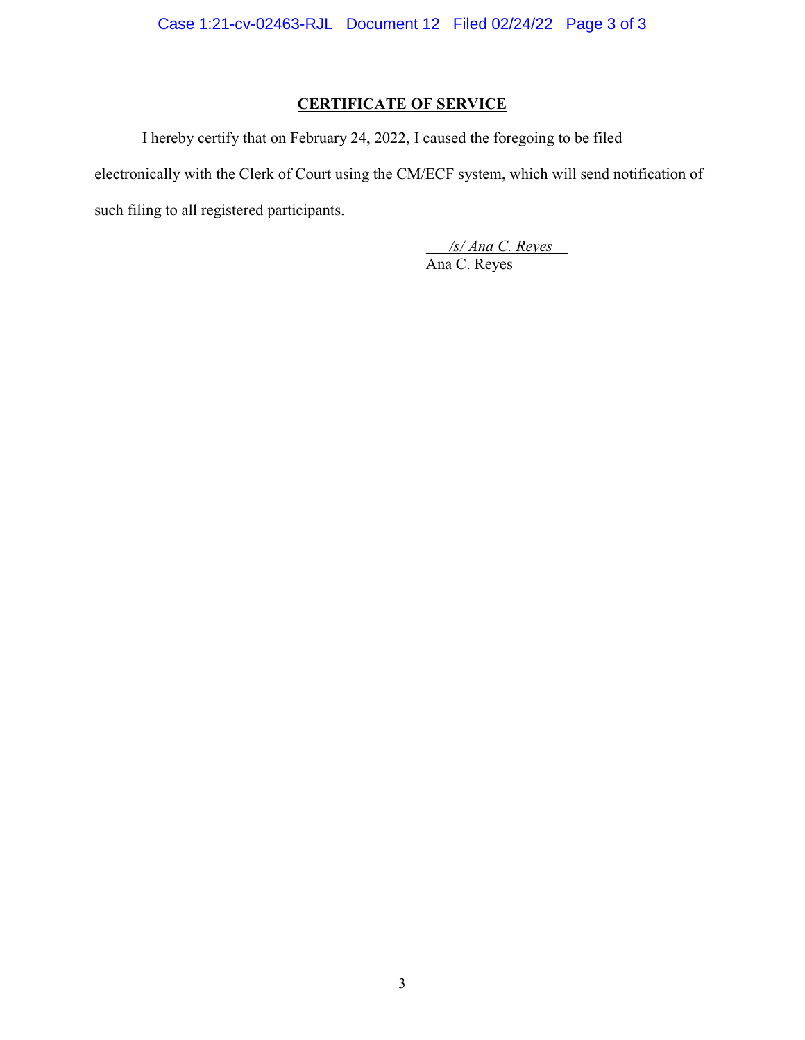**CERTIFICATE OF SERVICE**

I hereby certify that on February 24, 2022, I caused the foregoing to be filed electronically with the Clerk of Court using the CM/ECF system, which will send notification of such filing to all registered participants.

*/s/ Ana C. Reyes*
Ana C. Reyes